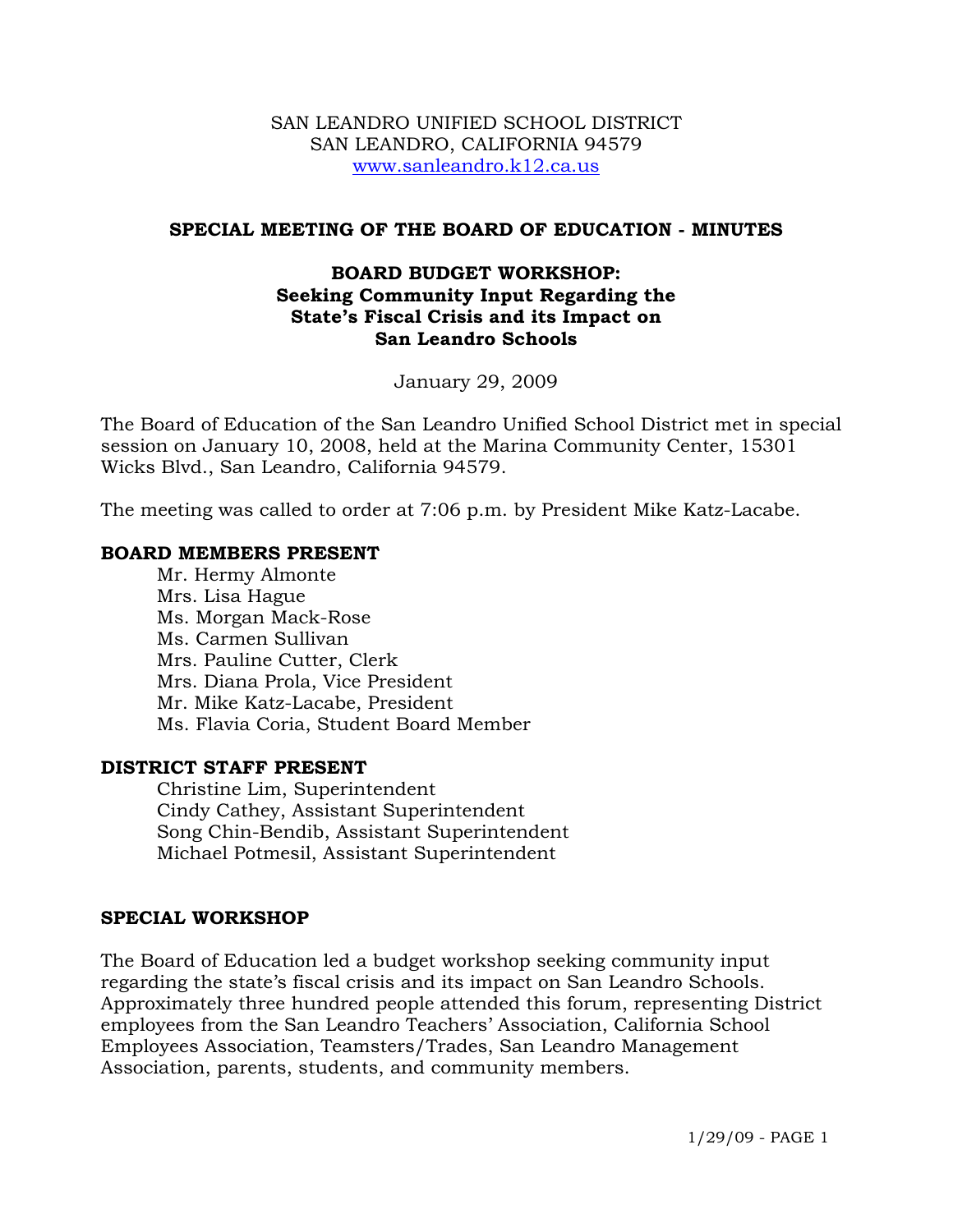SAN LEANDRO UNIFIED SCHOOL DISTRICT
SAN LEANDRO, CALIFORNIA 94579
www.sanleandro.k12.ca.us

## SPECIAL MEETING OF THE BOARD OF EDUCATION - MINUTES

### BOARD BUDGET WORKSHOP: Seeking Community Input Regarding the State's Fiscal Crisis and its Impact on San Leandro Schools

January 29, 2009

The Board of Education of the San Leandro Unified School District met in special session on January 10, 2008, held at the Marina Community Center, 15301 Wicks Blvd., San Leandro, California 94579.

The meeting was called to order at 7:06 p.m. by President Mike Katz-Lacabe.

**BOARD MEMBERS PRESENT**

- Mr. Hermy Almonte
- Mrs. Lisa Hague
- Ms. Morgan Mack-Rose
- Ms. Carmen Sullivan
- Mrs. Pauline Cutter, Clerk
- Mrs. Diana Prola, Vice President
- Mr. Mike Katz-Lacabe, President
- Ms. Flavia Coria, Student Board Member

**DISTRICT STAFF PRESENT**

- Christine Lim, Superintendent
- Cindy Cathey, Assistant Superintendent
- Song Chin-Bendib, Assistant Superintendent
- Michael Potmesil, Assistant Superintendent

**SPECIAL WORKSHOP**

The Board of Education led a budget workshop seeking community input regarding the state's fiscal crisis and its impact on San Leandro Schools. Approximately three hundred people attended this forum, representing District employees from the San Leandro Teachers' Association, California School Employees Association, Teamsters/Trades, San Leandro Management Association, parents, students, and community members.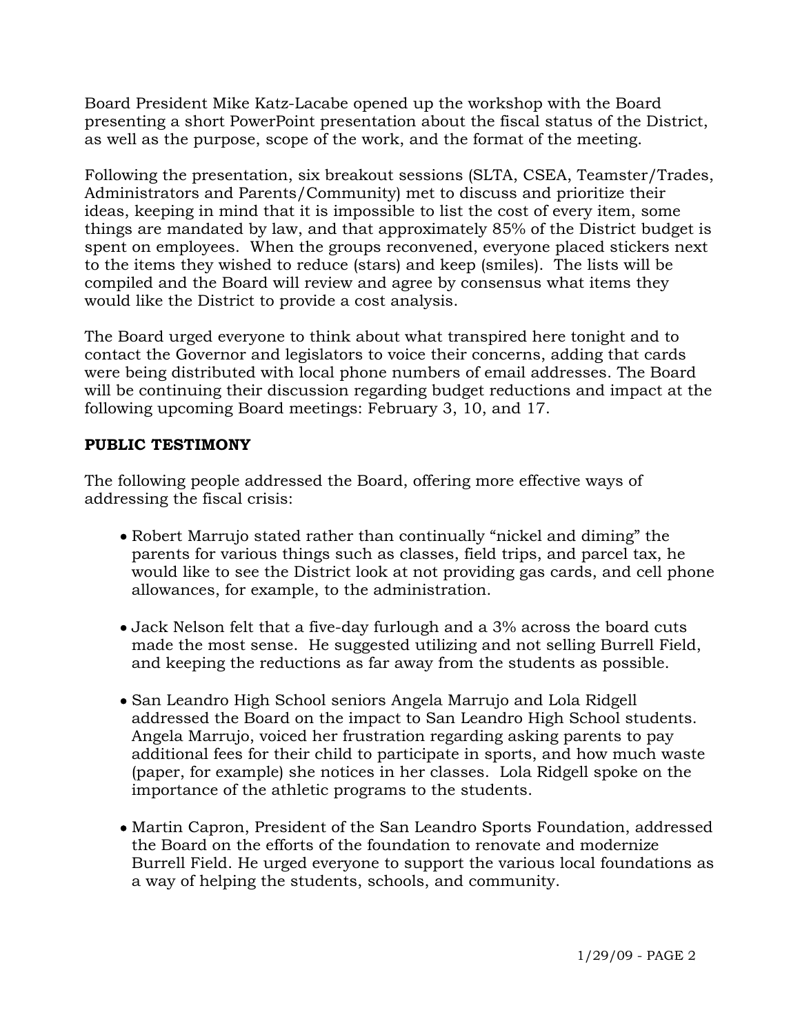Board President Mike Katz-Lacabe opened up the workshop with the Board presenting a short PowerPoint presentation about the fiscal status of the District, as well as the purpose, scope of the work, and the format of the meeting.

Following the presentation, six breakout sessions (SLTA, CSEA, Teamster/Trades, Administrators and Parents/Community) met to discuss and prioritize their ideas, keeping in mind that it is impossible to list the cost of every item, some things are mandated by law, and that approximately 85% of the District budget is spent on employees. When the groups reconvened, everyone placed stickers next to the items they wished to reduce (stars) and keep (smiles). The lists will be compiled and the Board will review and agree by consensus what items they would like the District to provide a cost analysis.

The Board urged everyone to think about what transpired here tonight and to contact the Governor and legislators to voice their concerns, adding that cards were being distributed with local phone numbers of email addresses. The Board will be continuing their discussion regarding budget reductions and impact at the following upcoming Board meetings: February 3, 10, and 17.

**PUBLIC TESTIMONY**

The following people addressed the Board, offering more effective ways of addressing the fiscal crisis:

- Robert Marrujo stated rather than continually "nickel and diming" the parents for various things such as classes, field trips, and parcel tax, he would like to see the District look at not providing gas cards, and cell phone allowances, for example, to the administration.

- Jack Nelson felt that a five-day furlough and a 3% across the board cuts made the most sense. He suggested utilizing and not selling Burrell Field, and keeping the reductions as far away from the students as possible.

- San Leandro High School seniors Angela Marrujo and Lola Ridgell addressed the Board on the impact to San Leandro High School students. Angela Marrujo, voiced her frustration regarding asking parents to pay additional fees for their child to participate in sports, and how much waste (paper, for example) she notices in her classes. Lola Ridgell spoke on the importance of the athletic programs to the students.

- Martin Capron, President of the San Leandro Sports Foundation, addressed the Board on the efforts of the foundation to renovate and modernize Burrell Field. He urged everyone to support the various local foundations as a way of helping the students, schools, and community.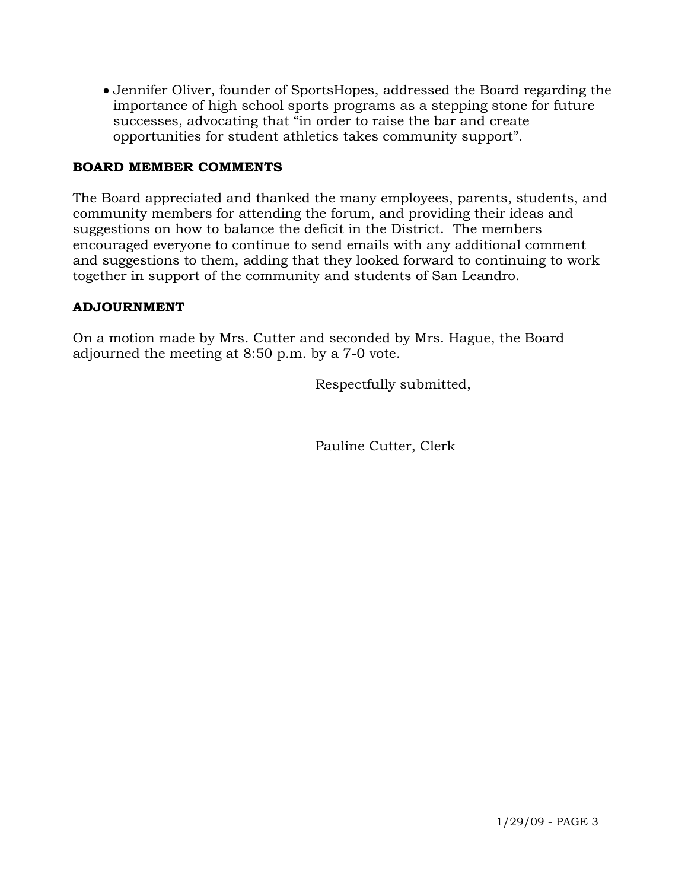- Jennifer Oliver, founder of SportsHopes, addressed the Board regarding the importance of high school sports programs as a stepping stone for future successes, advocating that "in order to raise the bar and create opportunities for student athletics takes community support".

**BOARD MEMBER COMMENTS**

The Board appreciated and thanked the many employees, parents, students, and community members for attending the forum, and providing their ideas and suggestions on how to balance the deficit in the District. The members encouraged everyone to continue to send emails with any additional comment and suggestions to them, adding that they looked forward to continuing to work together in support of the community and students of San Leandro.

**ADJOURNMENT**

On a motion made by Mrs. Cutter and seconded by Mrs. Hague, the Board adjourned the meeting at 8:50 p.m. by a 7-0 vote.

Respectfully submitted,

Pauline Cutter, Clerk